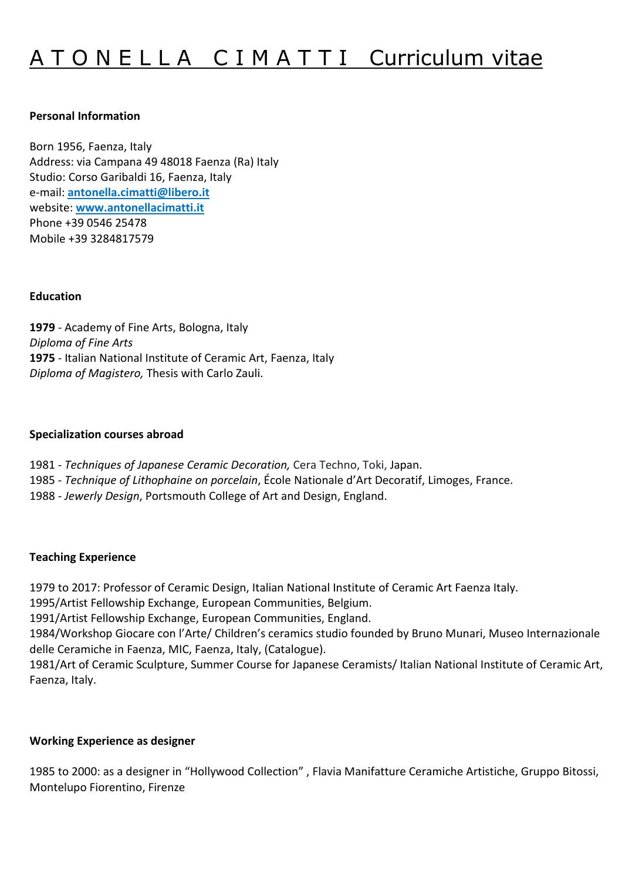# A T O N E L L A   C I M A T T I   Curriculum vitae

**Personal Information**

Born 1956, Faenza, Italy
Address: via Campana 49 48018 Faenza (Ra) Italy
Studio: Corso Garibaldi 16, Faenza, Italy
e-mail: **antonella.cimatti@libero.it**
website: **www.antonellacimatti.it**
Phone +39 0546 25478
Mobile +39 3284817579

**Education**

**1979** - Academy of Fine Arts, Bologna, Italy
*Diploma of Fine Arts*
**1975** - Italian National Institute of Ceramic Art, Faenza, Italy
*Diploma of Magistero,* Thesis with Carlo Zauli.

**Specialization courses abroad**

1981 - *Techniques of Japanese Ceramic Decoration,* Cera Techno, Toki, Japan.
1985 - *Technique of Lithophaine on porcelain*, École Nationale d'Art Decoratif, Limoges, France.
1988 - *Jewerly Design*, Portsmouth College of Art and Design, England.

**Teaching Experience**

1979 to 2017: Professor of Ceramic Design, Italian National Institute of Ceramic Art Faenza Italy.
1995/Artist Fellowship Exchange, European Communities, Belgium.
1991/Artist Fellowship Exchange, European Communities, England.
1984/Workshop Giocare con l'Arte/ Children's ceramics studio founded by Bruno Munari, Museo Internazionale delle Ceramiche in Faenza, MIC, Faenza, Italy, (Catalogue).
1981/Art of Ceramic Sculpture, Summer Course for Japanese Ceramists/ Italian National Institute of Ceramic Art, Faenza, Italy.

**Working Experience as designer**

1985 to 2000: as a designer in "Hollywood Collection" , Flavia Manifatture Ceramiche Artistiche, Gruppo Bitossi, Montelupo Fiorentino, Firenze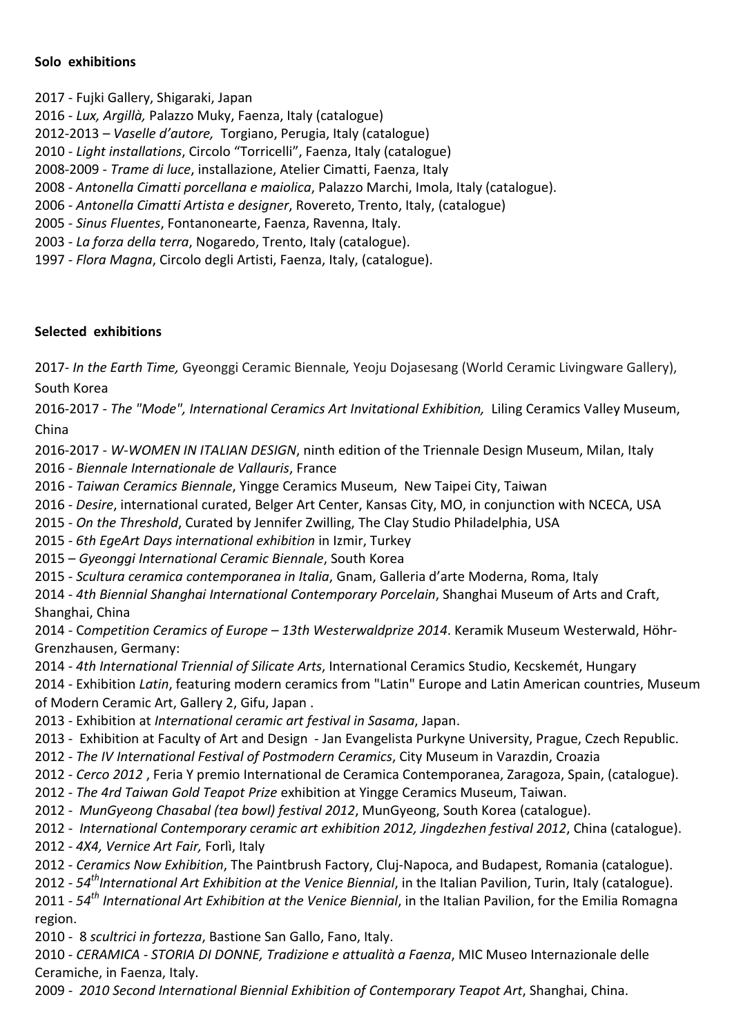**Solo exhibitions**

2017 - Fujki Gallery, Shigaraki, Japan
2016 - *Lux, Argillà,* Palazzo Muky, Faenza, Italy (catalogue)
2012-2013 – *Vaselle d'autore,* Torgiano, Perugia, Italy (catalogue)
2010 - *Light installations*, Circolo "Torricelli", Faenza, Italy (catalogue)
2008-2009 - *Trame di luce*, installazione, Atelier Cimatti, Faenza, Italy
2008 - *Antonella Cimatti porcellana e maiolica*, Palazzo Marchi, Imola, Italy (catalogue).
2006 - *Antonella Cimatti Artista e designer*, Rovereto, Trento, Italy, (catalogue)
2005 - *Sinus Fluentes*, Fontanonearte, Faenza, Ravenna, Italy.
2003 - *La forza della terra*, Nogaredo, Trento, Italy (catalogue).
1997 - *Flora Magna*, Circolo degli Artisti, Faenza, Italy, (catalogue).

**Selected exhibitions**

2017- *In the Earth Time,* Gyeonggi Ceramic Biennale*,* Yeoju Dojasesang (World Ceramic Livingware Gallery), South Korea
2016-2017 - *The "Mode", International Ceramics Art Invitational Exhibition,* Liling Ceramics Valley Museum, China
2016-2017 - *W-WOMEN IN ITALIAN DESIGN*, ninth edition of the Triennale Design Museum, Milan, Italy
2016 - *Biennale Internationale de Vallauris*, France
2016 - *Taiwan Ceramics Biennale*, Yingge Ceramics Museum, New Taipei City, Taiwan
2016 - *Desire*, international curated, Belger Art Center, Kansas City, MO, in conjunction with NCECA, USA
2015 - *On the Threshold*, Curated by Jennifer Zwilling, The Clay Studio Philadelphia, USA
2015 - *6th EgeArt Days international exhibition* in Izmir, Turkey
2015 – *Gyeonggi International Ceramic Biennale*, South Korea
2015 - *Scultura ceramica contemporanea in Italia*, Gnam, Galleria d'arte Moderna, Roma, Italy
2014 - *4th Biennial Shanghai International Contemporary Porcelain*, Shanghai Museum of Arts and Craft, Shanghai, China
2014 - C*ompetition Ceramics of Europe – 13th Westerwaldprize 2014*. Keramik Museum Westerwald, Höhr-Grenzhausen, Germany:
2014 - *4th International Triennial of Silicate Arts*, International Ceramics Studio, Kecskemét, Hungary
2014 - Exhibition *Latin*, featuring modern ceramics from "Latin" Europe and Latin American countries, Museum of Modern Ceramic Art, Gallery 2, Gifu, Japan .
2013 - Exhibition at *International ceramic art festival in Sasama*, Japan.
2013 - Exhibition at Faculty of Art and Design - Jan Evangelista Purkyne University, Prague, Czech Republic.
2012 - *The IV International Festival of Postmodern Ceramics*, City Museum in Varazdin, Croazia
2012 - *Cerco 2012* , Feria Y premio International de Ceramica Contemporanea, Zaragoza, Spain, (catalogue).
2012 - *The 4rd Taiwan Gold Teapot Prize* exhibition at Yingge Ceramics Museum, Taiwan.
2012 - *MunGyeong Chasabal (tea bowl) festival 2012*, MunGyeong, South Korea (catalogue).
2012 - *International Contemporary ceramic art exhibition 2012, Jingdezhen festival 2012*, China (catalogue).
2012 - *4X4, Vernice Art Fair,* Forlì, Italy
2012 - *Ceramics Now Exhibition*, The Paintbrush Factory, Cluj-Napoca, and Budapest, Romania (catalogue).
2012 - *54th International Art Exhibition at the Venice Biennial*, in the Italian Pavilion, Turin, Italy (catalogue).
2011 - *54th International Art Exhibition at the Venice Biennial*, in the Italian Pavilion, for the Emilia Romagna region.
2010 - 8 *scultrici in fortezza*, Bastione San Gallo, Fano, Italy.
2010 - *CERAMICA - STORIA DI DONNE, Tradizione e attualità a Faenza*, MIC Museo Internazionale delle Ceramiche, in Faenza, Italy.
2009 - *2010 Second International Biennial Exhibition of Contemporary Teapot Art*, Shanghai, China.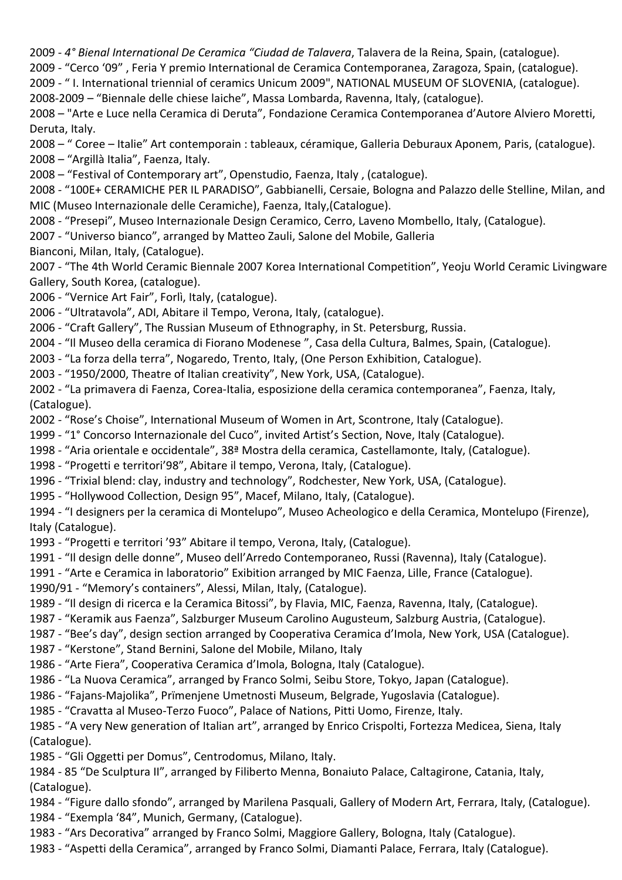2009 - *4° Bienal International De Ceramica “Ciudad de Talavera*, Talavera de la Reina, Spain, (catalogue).
2009 - “Cerco ‘09” , Feria Y premio International de Ceramica Contemporanea, Zaragoza, Spain, (catalogue).
2009 - “ I. International triennial of ceramics Unicum 2009", NATIONAL MUSEUM OF SLOVENIA, (catalogue).
2008-2009 – “Biennale delle chiese laiche”, Massa Lombarda, Ravenna, Italy, (catalogue).
2008 – "Arte e Luce nella Ceramica di Deruta”, Fondazione Ceramica Contemporanea d’Autore Alviero Moretti, Deruta, Italy.
2008 – “ Coree – Italie” Art contemporain : tableaux, céramique, Galleria Deburaux Aponem, Paris, (catalogue).
2008 – “Argillà Italia”, Faenza, Italy.
2008 – “Festival of Contemporary art”, Openstudio, Faenza, Italy , (catalogue).
2008 - “100E+ CERAMICHE PER IL PARADISO”, Gabbianelli, Cersaie, Bologna and Palazzo delle Stelline, Milan, and MIC (Museo Internazionale delle Ceramiche), Faenza, Italy,(Catalogue).
2008 - “Presepi”, Museo Internazionale Design Ceramico, Cerro, Laveno Mombello, Italy, (Catalogue).
2007 - “Universo bianco”, arranged by Matteo Zauli, Salone del Mobile, Galleria Bianconi, Milan, Italy, (Catalogue).
2007 - “The 4th World Ceramic Biennale 2007 Korea International Competition”, Yeoju World Ceramic Livingware Gallery, South Korea, (catalogue).
2006 - “Vernice Art Fair”, Forlì, Italy, (catalogue).
2006 - “Ultratavola”, ADI, Abitare il Tempo, Verona, Italy, (catalogue).
2006 - “Craft Gallery”, The Russian Museum of Ethnography, in St. Petersburg, Russia.
2004 - “Il Museo della ceramica di Fiorano Modenese ”, Casa della Cultura, Balmes, Spain, (Catalogue).
2003 - “La forza della terra”, Nogaredo, Trento, Italy, (One Person Exhibition, Catalogue).
2003 - “1950/2000, Theatre of Italian creativity”, New York, USA, (Catalogue).
2002 - “La primavera di Faenza, Corea-Italia, esposizione della ceramica contemporanea”, Faenza, Italy, (Catalogue).
2002 - “Rose’s Choise”, International Museum of Women in Art, Scontrone, Italy (Catalogue).
1999 - “1° Concorso Internazionale del Cuco”, invited Artist’s Section, Nove, Italy (Catalogue).
1998 - “Aria orientale e occidentale”, 38ª Mostra della ceramica, Castellamonte, Italy, (Catalogue).
1998 - “Progetti e territori’98”, Abitare il tempo, Verona, Italy, (Catalogue).
1996 - “Trixial blend: clay, industry and technology”, Rodchester, New York, USA, (Catalogue).
1995 - “Hollywood Collection, Design 95”, Macef, Milano, Italy, (Catalogue).
1994 - “I designers per la ceramica di Montelupo”, Museo Acheologico e della Ceramica, Montelupo (Firenze), Italy (Catalogue).
1993 - “Progetti e territori ’93” Abitare il tempo, Verona, Italy, (Catalogue).
1991 - “Il design delle donne”, Museo dell’Arredo Contemporaneo, Russi (Ravenna), Italy (Catalogue).
1991 - “Arte e Ceramica in laboratorio” Exibition arranged by MIC Faenza, Lille, France (Catalogue).
1990/91 - “Memory’s containers”, Alessi, Milan, Italy, (Catalogue).
1989 - “Il design di ricerca e la Ceramica Bitossi”, by Flavia, MIC, Faenza, Ravenna, Italy, (Catalogue).
1987 - “Keramik aus Faenza”, Salzburger Museum Carolino Augusteum, Salzburg Austria, (Catalogue).
1987 - “Bee’s day”, design section arranged by Cooperativa Ceramica d’Imola, New York, USA (Catalogue).
1987 - “Kerstone”, Stand Bernini, Salone del Mobile, Milano, Italy
1986 - “Arte Fiera”, Cooperativa Ceramica d’Imola, Bologna, Italy (Catalogue).
1986 - “La Nuova Ceramica”, arranged by Franco Solmi, Seibu Store, Tokyo, Japan (Catalogue).
1986 - “Fajans-Majolika”, Prïmenjene Umetnosti Museum, Belgrade, Yugoslavia (Catalogue).
1985 - “Cravatta al Museo-Terzo Fuoco”, Palace of Nations, Pitti Uomo, Firenze, Italy.
1985 - “A very New generation of Italian art”, arranged by Enrico Crispolti, Fortezza Medicea, Siena, Italy (Catalogue).
1985 - “Gli Oggetti per Domus”, Centrodomus, Milano, Italy.
1984 - 85 “De Sculptura II”, arranged by Filiberto Menna, Bonaiuto Palace, Caltagirone, Catania, Italy, (Catalogue).
1984 - “Figure dallo sfondo”, arranged by Marilena Pasquali, Gallery of Modern Art, Ferrara, Italy, (Catalogue).
1984 - “Exempla ‘84”, Munich, Germany, (Catalogue).
1983 - “Ars Decorativa” arranged by Franco Solmi, Maggiore Gallery, Bologna, Italy (Catalogue).
1983 - “Aspetti della Ceramica”, arranged by Franco Solmi, Diamanti Palace, Ferrara, Italy (Catalogue).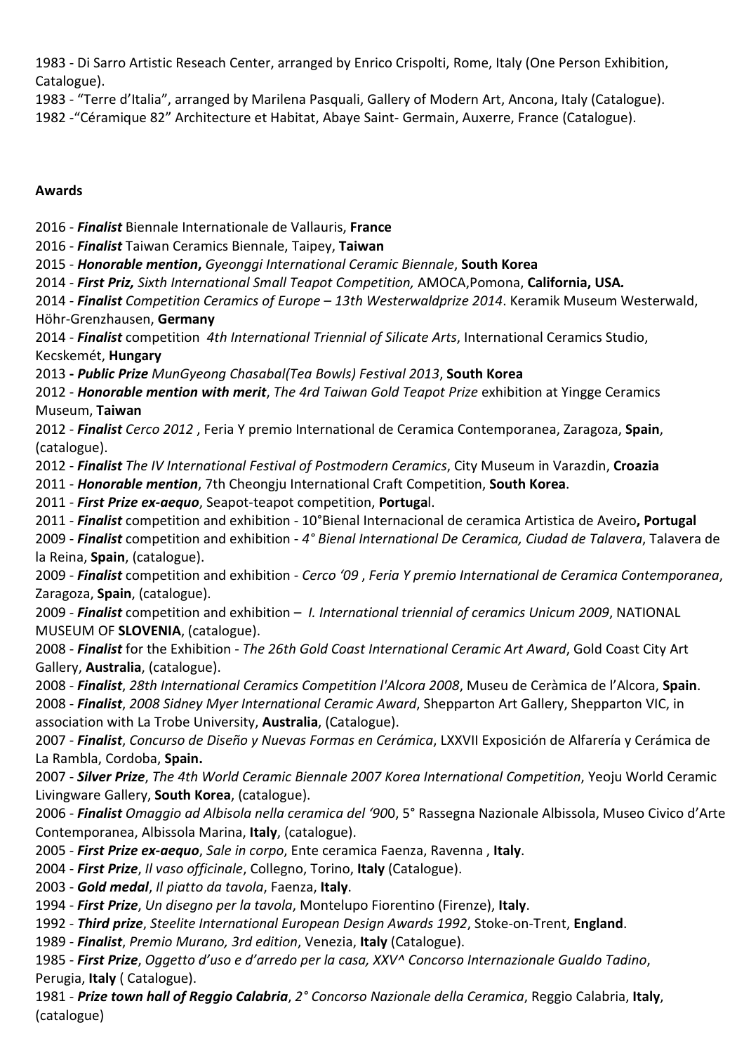1983 - Di Sarro Artistic Reseach Center, arranged by Enrico Crispolti, Rome, Italy (One Person Exhibition, Catalogue).

1983 - "Terre d'Italia", arranged by Marilena Pasquali, Gallery of Modern Art, Ancona, Italy (Catalogue).

1982 -"Céramique 82" Architecture et Habitat, Abaye Saint- Germain, Auxerre, France (Catalogue).

**Awards**

2016 - ***Finalist*** Biennale Internationale de Vallauris, **France**

2016 - ***Finalist*** Taiwan Ceramics Biennale, Taipey, **Taiwan**

2015 - ***Honorable mention*****,** *Gyeonggi International Ceramic Biennale*, **South Korea**

2014 - ***First Priz,*** *Sixth International Small Teapot Competition,* AMOCA,Pomona, ***California, USA.***

2014 - ***Finalist*** *Competition Ceramics of Europe – 13th Westerwaldprize 2014*. Keramik Museum Westerwald, Höhr-Grenzhausen, **Germany**

2014 - ***Finalist*** competition *4th International Triennial of Silicate Arts*, International Ceramics Studio, Kecskemét, **Hungary**

2013 ***- Public Prize*** *MunGyeong Chasabal(Tea Bowls) Festival 2013*, **South Korea**

2012 - ***Honorable mention with merit***, *The 4rd Taiwan Gold Teapot Prize* exhibition at Yingge Ceramics Museum, **Taiwan**

2012 - ***Finalist*** *Cerco 2012* , Feria Y premio International de Ceramica Contemporanea, Zaragoza, **Spain**, (catalogue).

2012 - ***Finalist*** *The IV International Festival of Postmodern Ceramics*, City Museum in Varazdin, **Croazia**

2011 - ***Honorable mention***, 7th Cheongju International Craft Competition, **South Korea**.

2011 - ***First Prize ex-aequo***, Seapot-teapot competition, **Portuga**l.

2011 - ***Finalist*** competition and exhibition - 10°Bienal Internacional de ceramica Artistica de Aveiro**, Portugal**

2009 - ***Finalist*** competition and exhibition - *4° Bienal International De Ceramica, Ciudad de Talavera*, Talavera de la Reina, **Spain**, (catalogue).

2009 - ***Finalist*** competition and exhibition - *Cerco '09* , *Feria Y premio International de Ceramica Contemporanea*, Zaragoza, **Spain**, (catalogue).

2009 - ***Finalist*** competition and exhibition – *I. International triennial of ceramics Unicum 2009*, NATIONAL MUSEUM OF **SLOVENIA**, (catalogue).

2008 - ***Finalist*** for the Exhibition - *The 26th Gold Coast International Ceramic Art Award*, Gold Coast City Art Gallery, **Australia**, (catalogue).

2008 - ***Finalist***, *28th International Ceramics Competition l'Alcora 2008*, Museu de Ceràmica de l'Alcora, **Spain**.

2008 - ***Finalist***, *2008 Sidney Myer International Ceramic Award*, Shepparton Art Gallery, Shepparton VIC, in association with La Trobe University, **Australia**, (Catalogue).

2007 - ***Finalist***, *Concurso de Diseño y Nuevas Formas en Cerámica*, LXXVII Exposición de Alfarería y Cerámica de La Rambla, Cordoba, **Spain.**

2007 - ***Silver Prize***, *The 4th World Ceramic Biennale 2007 Korea International Competition*, Yeoju World Ceramic Livingware Gallery, **South Korea**, (catalogue).

2006 - ***Finalist*** *Omaggio ad Albisola nella ceramica del '90*0, 5° Rassegna Nazionale Albissola, Museo Civico d'Arte Contemporanea, Albissola Marina, **Italy**, (catalogue).

2005 - ***First Prize ex-aequo***, *Sale in corpo*, Ente ceramica Faenza, Ravenna , **Italy**.

2004 - ***First Prize***, *Il vaso officinale*, Collegno, Torino, **Italy** (Catalogue).

2003 - ***Gold medal***, *Il piatto da tavola*, Faenza, **Italy**.

1994 - ***First Prize***, *Un disegno per la tavola*, Montelupo Fiorentino (Firenze), **Italy**.

1992 - ***Third prize***, *Steelite International European Design Awards 1992*, Stoke-on-Trent, **England**.

1989 - ***Finalist***, *Premio Murano, 3rd edition*, Venezia, **Italy** (Catalogue).

1985 - ***First Prize***, *Oggetto d'uso e d'arredo per la casa, XXV^ Concorso Internazionale Gualdo Tadino*, Perugia, **Italy** ( Catalogue).

1981 - ***Prize town hall of Reggio Calabria***, *2° Concorso Nazionale della Ceramica*, Reggio Calabria, **Italy**, (catalogue)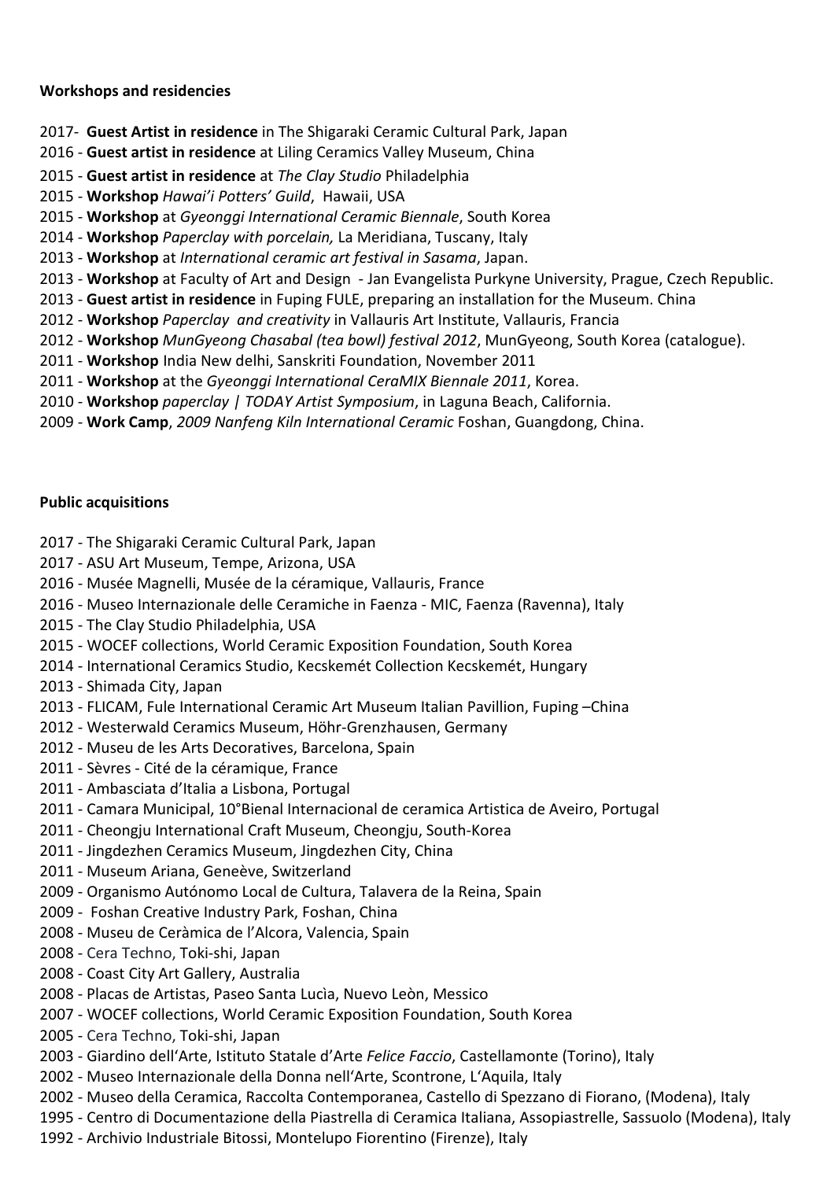**Workshops and residencies**

2017- **Guest Artist in residence** in The Shigaraki Ceramic Cultural Park, Japan
2016 - **Guest artist in residence** at Liling Ceramics Valley Museum, China
2015 - **Guest artist in residence** at *The Clay Studio* Philadelphia
2015 - **Workshop** *Hawai'i Potters' Guild*, Hawaii, USA
2015 - **Workshop** at *Gyeonggi International Ceramic Biennale*, South Korea
2014 - **Workshop** *Paperclay with porcelain,* La Meridiana, Tuscany, Italy
2013 - **Workshop** at *International ceramic art festival in Sasama*, Japan.
2013 - **Workshop** at Faculty of Art and Design - Jan Evangelista Purkyne University, Prague, Czech Republic.
2013 - **Guest artist in residence** in Fuping FULE, preparing an installation for the Museum. China
2012 - **Workshop** *Paperclay and creativity* in Vallauris Art Institute, Vallauris, Francia
2012 - **Workshop** *MunGyeong Chasabal (tea bowl) festival 2012*, MunGyeong, South Korea (catalogue).
2011 - **Workshop** India New delhi, Sanskriti Foundation, November 2011
2011 - **Workshop** at the *Gyeonggi International CeraMIX Biennale 2011*, Korea.
2010 - **Workshop** *paperclay | TODAY Artist Symposium*, in Laguna Beach, California.
2009 - **Work Camp**, *2009 Nanfeng Kiln International Ceramic* Foshan, Guangdong, China.

**Public acquisitions**

2017 - The Shigaraki Ceramic Cultural Park, Japan
2017 - ASU Art Museum, Tempe, Arizona, USA
2016 - Musée Magnelli, Musée de la céramique, Vallauris, France
2016 - Museo Internazionale delle Ceramiche in Faenza - MIC, Faenza (Ravenna), Italy
2015 - The Clay Studio Philadelphia, USA
2015 - WOCEF collections, World Ceramic Exposition Foundation, South Korea
2014 - International Ceramics Studio, Kecskemét Collection Kecskemét, Hungary
2013 - Shimada City, Japan
2013 - FLICAM, Fule International Ceramic Art Museum Italian Pavillion, Fuping –China
2012 - Westerwald Ceramics Museum, Höhr-Grenzhausen, Germany
2012 - Museu de les Arts Decoratives, Barcelona, Spain
2011 - Sèvres - Cité de la céramique, France
2011 - Ambasciata d'Italia a Lisbona, Portugal
2011 - Camara Municipal, 10°Bienal Internacional de ceramica Artistica de Aveiro, Portugal
2011 - Cheongju International Craft Museum, Cheongju, South-Korea
2011 - Jingdezhen Ceramics Museum, Jingdezhen City, China
2011 - Museum Ariana, Geneève, Switzerland
2009 - Organismo Autónomo Local de Cultura, Talavera de la Reina, Spain
2009 - Foshan Creative Industry Park, Foshan, China
2008 - Museu de Ceràmica de l'Alcora, Valencia, Spain
2008 - Cera Techno, Toki-shi, Japan
2008 - Coast City Art Gallery, Australia
2008 - Placas de Artistas, Paseo Santa Lucìa, Nuevo Leòn, Messico
2007 - WOCEF collections, World Ceramic Exposition Foundation, South Korea
2005 - Cera Techno, Toki-shi, Japan
2003 - Giardino dell'Arte, Istituto Statale d'Arte *Felice Faccio*, Castellamonte (Torino), Italy
2002 - Museo Internazionale della Donna nell'Arte, Scontrone, L'Aquila, Italy
2002 - Museo della Ceramica, Raccolta Contemporanea, Castello di Spezzano di Fiorano, (Modena), Italy
1995 - Centro di Documentazione della Piastrella di Ceramica Italiana, Assopiastrelle, Sassuolo (Modena), Italy
1992 - Archivio Industriale Bitossi, Montelupo Fiorentino (Firenze), Italy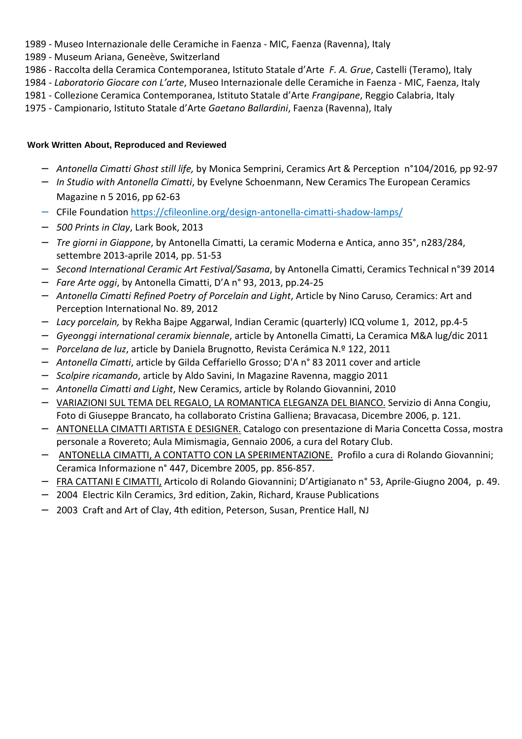1989 - Museo Internazionale delle Ceramiche in Faenza - MIC, Faenza (Ravenna), Italy
1989 - Museum Ariana, Geneève, Switzerland
1986 - Raccolta della Ceramica Contemporanea, Istituto Statale d'Arte *F. A. Grue*, Castelli (Teramo), Italy
1984 - *Laboratorio Giocare con L'arte*, Museo Internazionale delle Ceramiche in Faenza - MIC, Faenza, Italy
1981 - Collezione Ceramica Contemporanea, Istituto Statale d'Arte *Frangipane*, Reggio Calabria, Italy
1975 - Campionario, Istituto Statale d'Arte *Gaetano Ballardini*, Faenza (Ravenna), Italy

**Work Written About, Reproduced and Reviewed**

- *Antonella Cimatti Ghost still life,* by Monica Semprini, Ceramics Art & Perception n°104/2016*,* pp 92-97
- *In Studio with Antonella Cimatti*, by Evelyne Schoenmann, New Ceramics The European Ceramics Magazine n 5 2016, pp 62-63
- CFile Foundation https://cfileonline.org/design-antonella-cimatti-shadow-lamps/
- *500 Prints in Clay*, Lark Book, 2013
- *Tre giorni in Giappone*, by Antonella Cimatti, La ceramic Moderna e Antica, anno 35°, n283/284, settembre 2013-aprile 2014, pp. 51-53
- *Second International Ceramic Art Festival/Sasama*, by Antonella Cimatti, Ceramics Technical n°39 2014
- *Fare Arte oggi*, by Antonella Cimatti, D'A n° 93, 2013, pp.24-25
- *Antonella Cimatti Refined Poetry of Porcelain and Light*, Article by Nino Caruso*,* Ceramics: Art and Perception International No. 89, 2012
- *Lacy porcelain,* by Rekha Bajpe Aggarwal, Indian Ceramic (quarterly) ICQ volume 1, 2012, pp.4-5
- *Gyeonggi international ceramix biennale*, article by Antonella Cimatti, La Ceramica M&A lug/dic 2011
- *Porcelana de luz*, article by Daniela Brugnotto, Revista Cerámica N.º 122, 2011
- *Antonella Cimatti*, article by Gilda Ceffariello Grosso; D'A n° 83 2011 cover and article
- *Scolpire ricamando*, article by Aldo Savini, In Magazine Ravenna, maggio 2011
- *Antonella Cimatti and Light*, New Ceramics, article by Rolando Giovannini, 2010
- VARIAZIONI SUL TEMA DEL REGALO, LA ROMANTICA ELEGANZA DEL BIANCO. Servizio di Anna Congiu, Foto di Giuseppe Brancato, ha collaborato Cristina Galliena; Bravacasa, Dicembre 2006, p. 121.
- ANTONELLA CIMATTI ARTISTA E DESIGNER. Catalogo con presentazione di Maria Concetta Cossa, mostra personale a Rovereto; Aula Mimismagia, Gennaio 2006, a cura del Rotary Club.
- ANTONELLA CIMATTI, A CONTATTO CON LA SPERIMENTAZIONE. Profilo a cura di Rolando Giovannini; Ceramica Informazione n° 447, Dicembre 2005, pp. 856-857.
- FRA CATTANI E CIMATTI, Articolo di Rolando Giovannini; D'Artigianato n° 53, Aprile-Giugno 2004, p. 49.
- 2004 Electric Kiln Ceramics, 3rd edition, Zakin, Richard, Krause Publications
- 2003 Craft and Art of Clay, 4th edition, Peterson, Susan, Prentice Hall, NJ